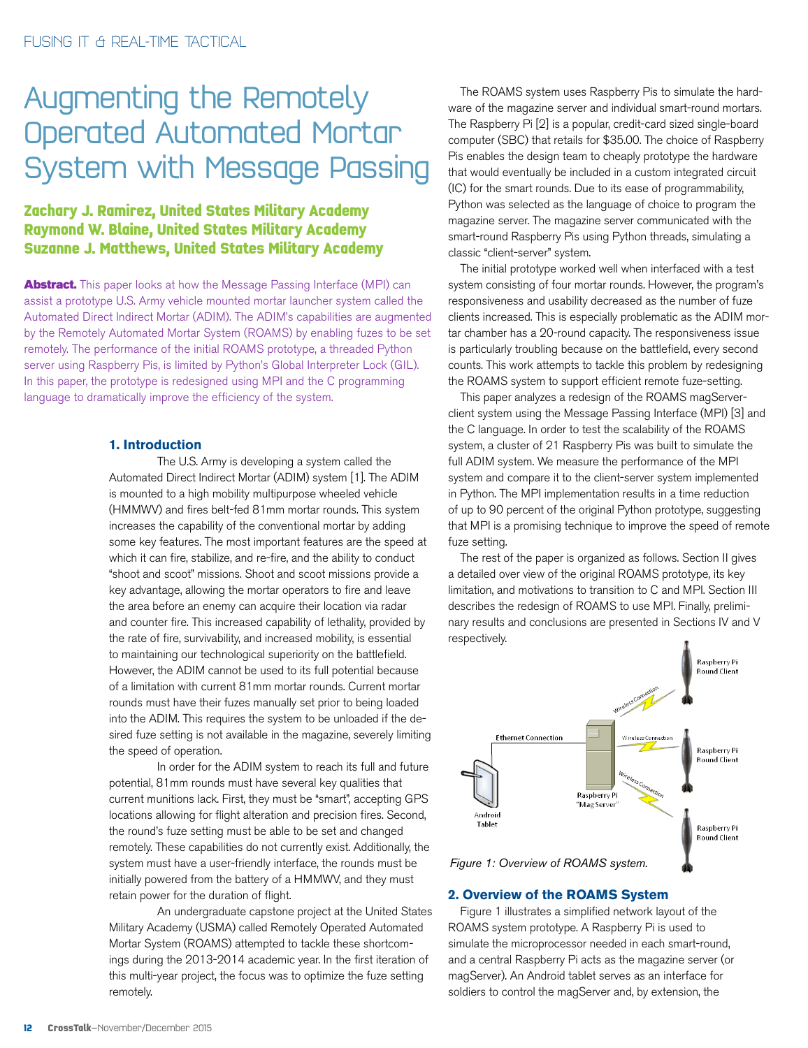# Augmenting the Remotely Operated Automated Mortar System with Message Passing

**Zachary J. Ramirez, United States Military Academy**
**Raymond W. Blaine, United States Military Academy**
**Suzanne J. Matthews, United States Military Academy**

**Abstract.** This paper looks at how the Message Passing Interface (MPI) can assist a prototype U.S. Army vehicle mounted mortar launcher system called the Automated Direct Indirect Mortar (ADIM). The ADIM's capabilities are augmented by the Remotely Automated Mortar System (ROAMS) by enabling fuzes to be set remotely. The performance of the initial ROAMS prototype, a threaded Python server using Raspberry Pis, is limited by Python's Global Interpreter Lock (GIL). In this paper, the prototype is redesigned using MPI and the C programming language to dramatically improve the efficiency of the system.

## 1. Introduction

The U.S. Army is developing a system called the Automated Direct Indirect Mortar (ADIM) system [1]. The ADIM is mounted to a high mobility multipurpose wheeled vehicle (HMMWV) and fires belt-fed 81mm mortar rounds. This system increases the capability of the conventional mortar by adding some key features. The most important features are the speed at which it can fire, stabilize, and re-fire, and the ability to conduct "shoot and scoot" missions. Shoot and scoot missions provide a key advantage, allowing the mortar operators to fire and leave the area before an enemy can acquire their location via radar and counter fire. This increased capability of lethality, provided by the rate of fire, survivability, and increased mobility, is essential to maintaining our technological superiority on the battlefield. However, the ADIM cannot be used to its full potential because of a limitation with current 81mm mortar rounds. Current mortar rounds must have their fuzes manually set prior to being loaded into the ADIM. This requires the system to be unloaded if the desired fuze setting is not available in the magazine, severely limiting the speed of operation.

In order for the ADIM system to reach its full and future potential, 81mm rounds must have several key qualities that current munitions lack. First, they must be "smart", accepting GPS locations allowing for flight alteration and precision fires. Second, the round's fuze setting must be able to be set and changed remotely. These capabilities do not currently exist. Additionally, the system must have a user-friendly interface, the rounds must be initially powered from the battery of a HMMWV, and they must retain power for the duration of flight.

An undergraduate capstone project at the United States Military Academy (USMA) called Remotely Operated Automated Mortar System (ROAMS) attempted to tackle these shortcomings during the 2013-2014 academic year. In the first iteration of this multi-year project, the focus was to optimize the fuze setting remotely.

The ROAMS system uses Raspberry Pis to simulate the hardware of the magazine server and individual smart-round mortars. The Raspberry Pi [2] is a popular, credit-card sized single-board computer (SBC) that retails for $35.00. The choice of Raspberry Pis enables the design team to cheaply prototype the hardware that would eventually be included in a custom integrated circuit (IC) for the smart rounds. Due to its ease of programmability, Python was selected as the language of choice to program the magazine server. The magazine server communicated with the smart-round Raspberry Pis using Python threads, simulating a classic "client-server" system.

The initial prototype worked well when interfaced with a test system consisting of four mortar rounds. However, the program's responsiveness and usability decreased as the number of fuze clients increased. This is especially problematic as the ADIM mortar chamber has a 20-round capacity. The responsiveness issue is particularly troubling because on the battlefield, every second counts. This work attempts to tackle this problem by redesigning the ROAMS system to support efficient remote fuze-setting.

This paper analyzes a redesign of the ROAMS magServer-client system using the Message Passing Interface (MPI) [3] and the C language. In order to test the scalability of the ROAMS system, a cluster of 21 Raspberry Pis was built to simulate the full ADIM system. We measure the performance of the MPI system and compare it to the client-server system implemented in Python. The MPI implementation results in a time reduction of up to 90 percent of the original Python prototype, suggesting that MPI is a promising technique to improve the speed of remote fuze setting.

The rest of the paper is organized as follows. Section II gives a detailed over view of the original ROAMS prototype, its key limitation, and motivations to transition to C and MPI. Section III describes the redesign of ROAMS to use MPI. Finally, preliminary results and conclusions are presented in Sections IV and V respectively.

*Figure 1: Overview of ROAMS system.*

## 2. Overview of the ROAMS System

Figure 1 illustrates a simplified network layout of the ROAMS system prototype. A Raspberry Pi is used to simulate the microprocessor needed in each smart-round, and a central Raspberry Pi acts as the magazine server (or magServer). An Android tablet serves as an interface for soldiers to control the magServer and, by extension, the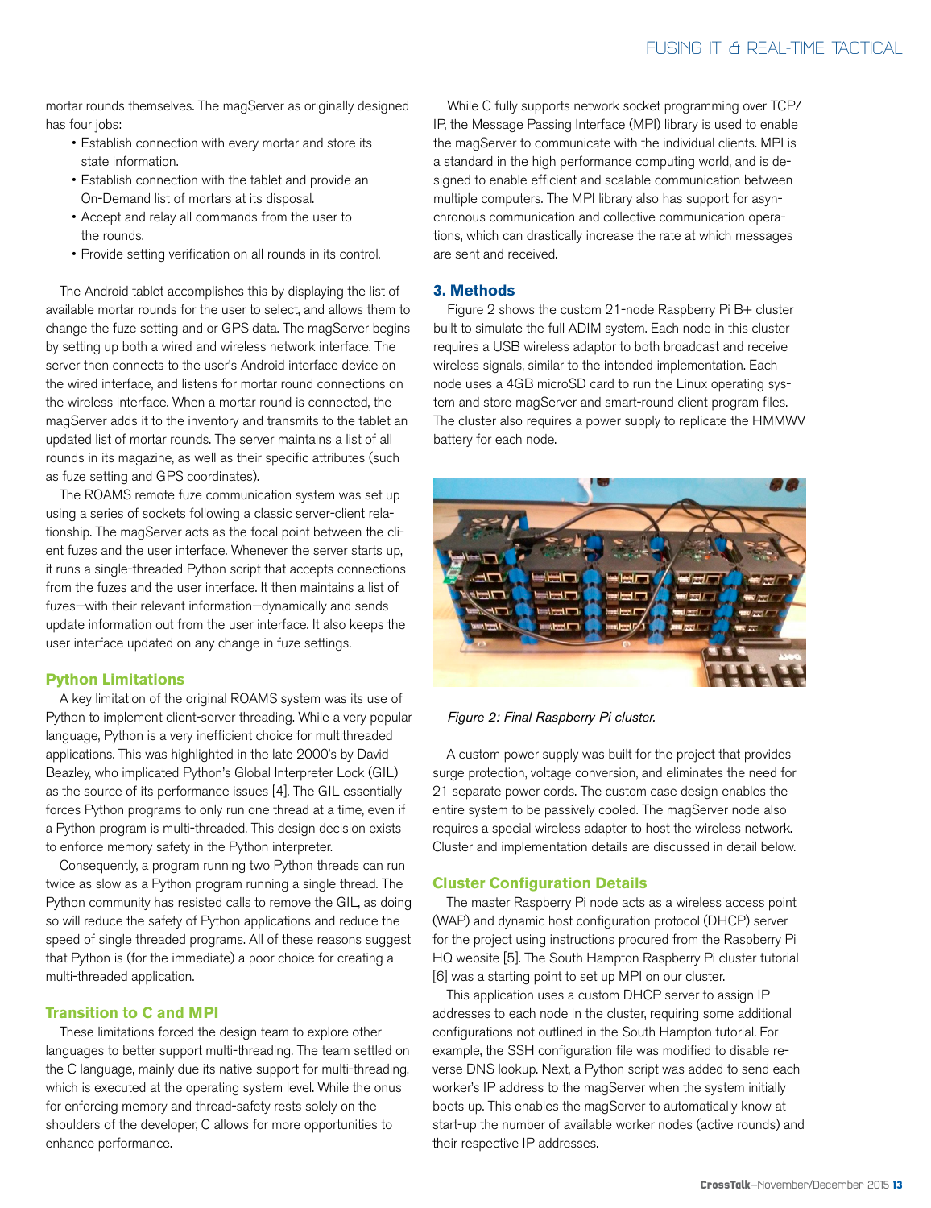mortar rounds themselves. The magServer as originally designed has four jobs:

- Establish connection with every mortar and store its state information.
- Establish connection with the tablet and provide an On-Demand list of mortars at its disposal.
- Accept and relay all commands from the user to the rounds.
- Provide setting verification on all rounds in its control.

The Android tablet accomplishes this by displaying the list of available mortar rounds for the user to select, and allows them to change the fuze setting and or GPS data. The magServer begins by setting up both a wired and wireless network interface. The server then connects to the user's Android interface device on the wired interface, and listens for mortar round connections on the wireless interface. When a mortar round is connected, the magServer adds it to the inventory and transmits to the tablet an updated list of mortar rounds. The server maintains a list of all rounds in its magazine, as well as their specific attributes (such as fuze setting and GPS coordinates).

The ROAMS remote fuze communication system was set up using a series of sockets following a classic server-client relationship. The magServer acts as the focal point between the client fuzes and the user interface. Whenever the server starts up, it runs a single-threaded Python script that accepts connections from the fuzes and the user interface. It then maintains a list of fuzes—with their relevant information—dynamically and sends update information out from the user interface. It also keeps the user interface updated on any change in fuze settings.

### Python Limitations

A key limitation of the original ROAMS system was its use of Python to implement client-server threading. While a very popular language, Python is a very inefficient choice for multithreaded applications. This was highlighted in the late 2000's by David Beazley, who implicated Python's Global Interpreter Lock (GIL) as the source of its performance issues [4]. The GIL essentially forces Python programs to only run one thread at a time, even if a Python program is multi-threaded. This design decision exists to enforce memory safety in the Python interpreter.

Consequently, a program running two Python threads can run twice as slow as a Python program running a single thread. The Python community has resisted calls to remove the GIL, as doing so will reduce the safety of Python applications and reduce the speed of single threaded programs. All of these reasons suggest that Python is (for the immediate) a poor choice for creating a multi-threaded application.

### Transition to C and MPI

These limitations forced the design team to explore other languages to better support multi-threading. The team settled on the C language, mainly due its native support for multi-threading, which is executed at the operating system level. While the onus for enforcing memory and thread-safety rests solely on the shoulders of the developer, C allows for more opportunities to enhance performance.

While C fully supports network socket programming over TCP/IP, the Message Passing Interface (MPI) library is used to enable the magServer to communicate with the individual clients. MPI is a standard in the high performance computing world, and is designed to enable efficient and scalable communication between multiple computers. The MPI library also has support for asynchronous communication and collective communication operations, which can drastically increase the rate at which messages are sent and received.

## 3. Methods

Figure 2 shows the custom 21-node Raspberry Pi B+ cluster built to simulate the full ADIM system. Each node in this cluster requires a USB wireless adaptor to both broadcast and receive wireless signals, similar to the intended implementation. Each node uses a 4GB microSD card to run the Linux operating system and store magServer and smart-round client program files. The cluster also requires a power supply to replicate the HMMWV battery for each node.

*Figure 2: Final Raspberry Pi cluster.*

A custom power supply was built for the project that provides surge protection, voltage conversion, and eliminates the need for 21 separate power cords. The custom case design enables the entire system to be passively cooled. The magServer node also requires a special wireless adapter to host the wireless network. Cluster and implementation details are discussed in detail below.

### Cluster Configuration Details

The master Raspberry Pi node acts as a wireless access point (WAP) and dynamic host configuration protocol (DHCP) server for the project using instructions procured from the Raspberry Pi HQ website [5]. The South Hampton Raspberry Pi cluster tutorial [6] was a starting point to set up MPI on our cluster.

This application uses a custom DHCP server to assign IP addresses to each node in the cluster, requiring some additional configurations not outlined in the South Hampton tutorial. For example, the SSH configuration file was modified to disable reverse DNS lookup. Next, a Python script was added to send each worker's IP address to the magServer when the system initially boots up. This enables the magServer to automatically know at start-up the number of available worker nodes (active rounds) and their respective IP addresses.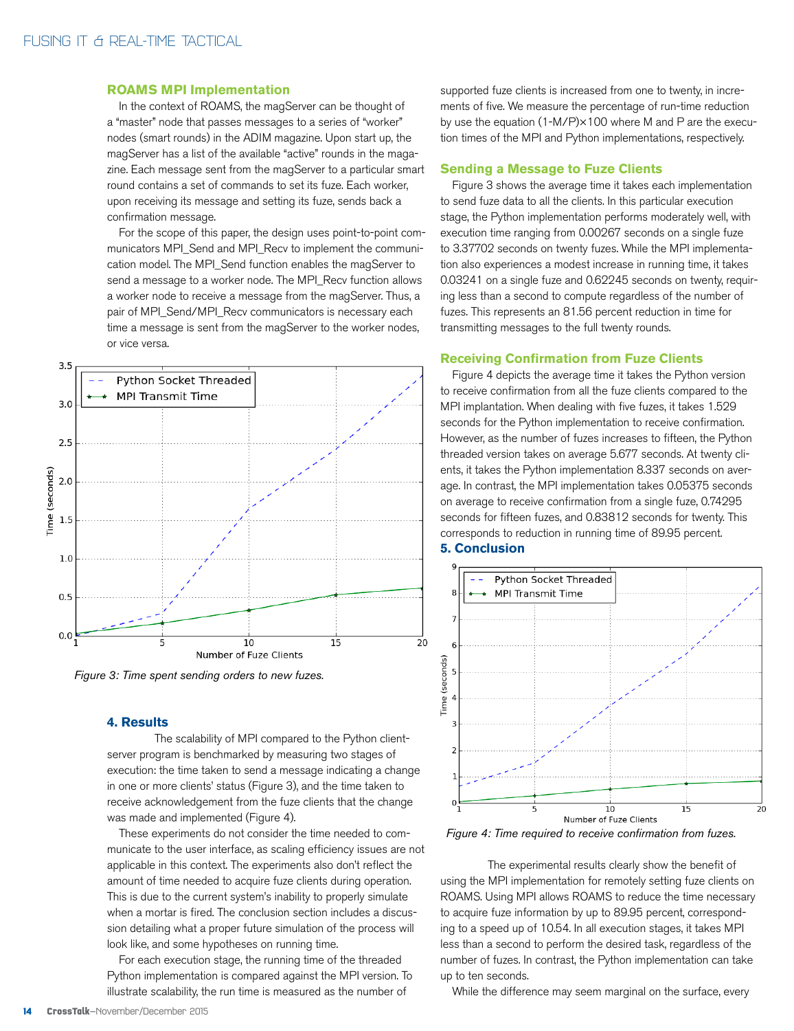### ROAMS MPI Implementation

In the context of ROAMS, the magServer can be thought of a "master" node that passes messages to a series of "worker" nodes (smart rounds) in the ADIM magazine. Upon start up, the magServer has a list of the available "active" rounds in the magazine. Each message sent from the magServer to a particular smart round contains a set of commands to set its fuze. Each worker, upon receiving its message and setting its fuze, sends back a confirmation message.

For the scope of this paper, the design uses point-to-point communicators MPI_Send and MPI_Recv to implement the communication model. The MPI_Send function enables the magServer to send a message to a worker node. The MPI_Recv function allows a worker node to receive a message from the magServer. Thus, a pair of MPI_Send/MPI_Recv communicators is necessary each time a message is sent from the magServer to the worker nodes, or vice versa.

*Figure 3: Time spent sending orders to new fuzes.*

## 4. Results

The scalability of MPI compared to the Python client-server program is benchmarked by measuring two stages of execution: the time taken to send a message indicating a change in one or more clients' status (Figure 3), and the time taken to receive acknowledgement from the fuze clients that the change was made and implemented (Figure 4).

These experiments do not consider the time needed to communicate to the user interface, as scaling efficiency issues are not applicable in this context. The experiments also don't reflect the amount of time needed to acquire fuze clients during operation. This is due to the current system's inability to properly simulate when a mortar is fired. The conclusion section includes a discussion detailing what a proper future simulation of the process will look like, and some hypotheses on running time.

For each execution stage, the running time of the threaded Python implementation is compared against the MPI version. To illustrate scalability, the run time is measured as the number of supported fuze clients is increased from one to twenty, in increments of five. We measure the percentage of run-time reduction by use the equation $(1-M/P)\times 100$ where M and P are the execution times of the MPI and Python implementations, respectively.

### Sending a Message to Fuze Clients

Figure 3 shows the average time it takes each implementation to send fuze data to all the clients. In this particular execution stage, the Python implementation performs moderately well, with execution time ranging from 0.00267 seconds on a single fuze to 3.37702 seconds on twenty fuzes. While the MPI implementation also experiences a modest increase in running time, it takes 0.03241 on a single fuze and 0.62245 seconds on twenty, requiring less than a second to compute regardless of the number of fuzes. This represents an 81.56 percent reduction in time for transmitting messages to the full twenty rounds.

### Receiving Confirmation from Fuze Clients

Figure 4 depicts the average time it takes the Python version to receive confirmation from all the fuze clients compared to the MPI implantation. When dealing with five fuzes, it takes 1.529 seconds for the Python implementation to receive confirmation. However, as the number of fuzes increases to fifteen, the Python threaded version takes on average 5.677 seconds. At twenty clients, it takes the Python implementation 8.337 seconds on average. In contrast, the MPI implementation takes 0.05375 seconds on average to receive confirmation from a single fuze, 0.74295 seconds for fifteen fuzes, and 0.83812 seconds for twenty. This corresponds to reduction in running time of 89.95 percent.

*Figure 4: Time required to receive confirmation from fuzes.*

## 5. Conclusion

The experimental results clearly show the benefit of using the MPI implementation for remotely setting fuze clients on ROAMS. Using MPI allows ROAMS to reduce the time necessary to acquire fuze information by up to 89.95 percent, corresponding to a speed up of 10.54. In all execution stages, it takes MPI less than a second to perform the desired task, regardless of the number of fuzes. In contrast, the Python implementation can take up to ten seconds.

While the difference may seem marginal on the surface, every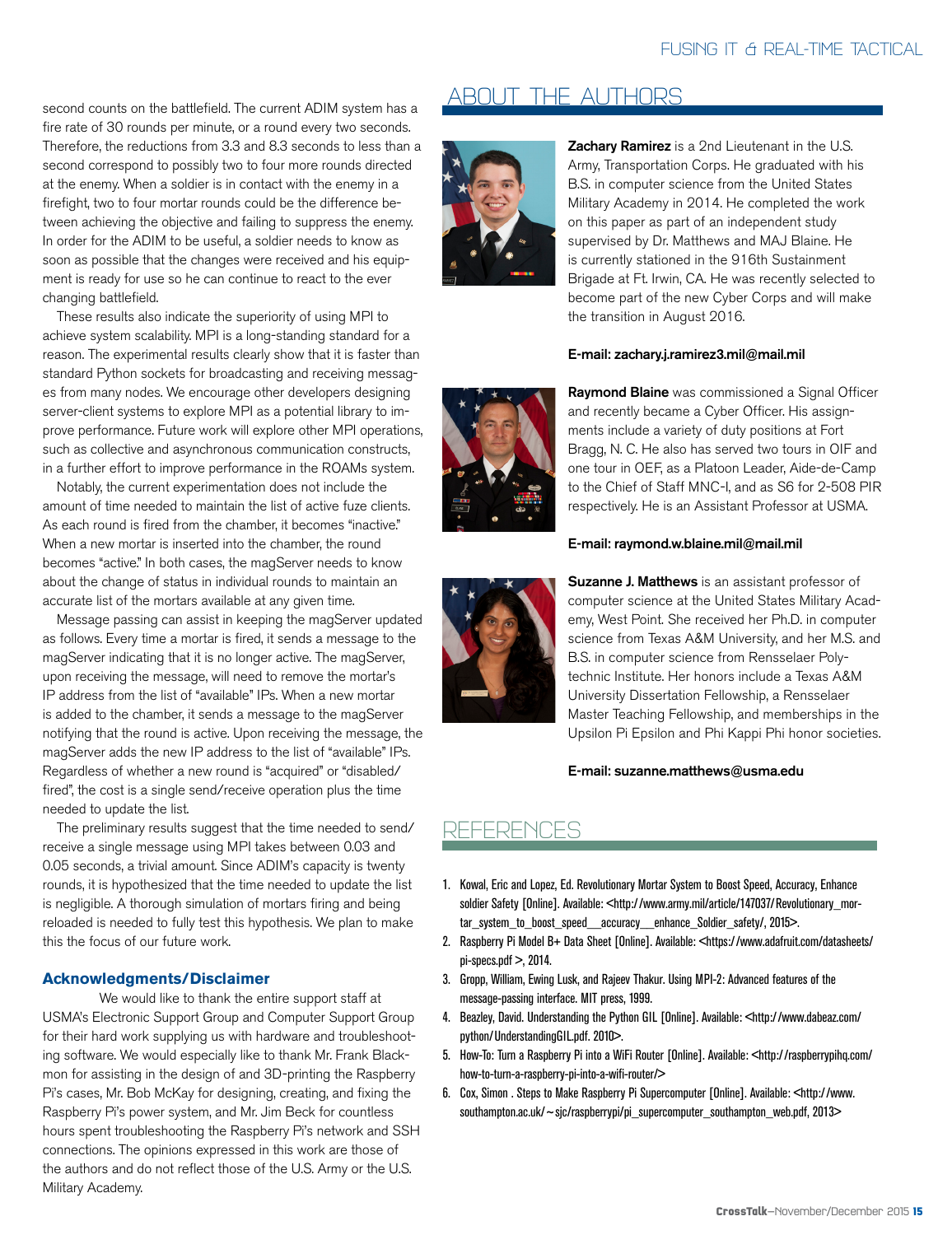second counts on the battlefield. The current ADIM system has a fire rate of 30 rounds per minute, or a round every two seconds. Therefore, the reductions from 3.3 and 8.3 seconds to less than a second correspond to possibly two to four more rounds directed at the enemy. When a soldier is in contact with the enemy in a firefight, two to four mortar rounds could be the difference between achieving the objective and failing to suppress the enemy. In order for the ADIM to be useful, a soldier needs to know as soon as possible that the changes were received and his equipment is ready for use so he can continue to react to the ever changing battlefield.

These results also indicate the superiority of using MPI to achieve system scalability. MPI is a long-standing standard for a reason. The experimental results clearly show that it is faster than standard Python sockets for broadcasting and receiving messages from many nodes. We encourage other developers designing server-client systems to explore MPI as a potential library to improve performance. Future work will explore other MPI operations, such as collective and asynchronous communication constructs, in a further effort to improve performance in the ROAMs system.

Notably, the current experimentation does not include the amount of time needed to maintain the list of active fuze clients. As each round is fired from the chamber, it becomes "inactive." When a new mortar is inserted into the chamber, the round becomes "active." In both cases, the magServer needs to know about the change of status in individual rounds to maintain an accurate list of the mortars available at any given time.

Message passing can assist in keeping the magServer updated as follows. Every time a mortar is fired, it sends a message to the magServer indicating that it is no longer active. The magServer, upon receiving the message, will need to remove the mortar's IP address from the list of "available" IPs. When a new mortar is added to the chamber, it sends a message to the magServer notifying that the round is active. Upon receiving the message, the magServer adds the new IP address to the list of "available" IPs. Regardless of whether a new round is "acquired" or "disabled/fired", the cost is a single send/receive operation plus the time needed to update the list.

The preliminary results suggest that the time needed to send/receive a single message using MPI takes between 0.03 and 0.05 seconds, a trivial amount. Since ADIM's capacity is twenty rounds, it is hypothesized that the time needed to update the list is negligible. A thorough simulation of mortars firing and being reloaded is needed to fully test this hypothesis. We plan to make this the focus of our future work.

### Acknowledgments/Disclaimer

We would like to thank the entire support staff at USMA's Electronic Support Group and Computer Support Group for their hard work supplying us with hardware and troubleshooting software. We would especially like to thank Mr. Frank Blackmon for assisting in the design of and 3D-printing the Raspberry Pi's cases, Mr. Bob McKay for designing, creating, and fixing the Raspberry Pi's power system, and Mr. Jim Beck for countless hours spent troubleshooting the Raspberry Pi's network and SSH connections. The opinions expressed in this work are those of the authors and do not reflect those of the U.S. Army or the U.S. Military Academy.

## ABOUT THE AUTHORS

**Zachary Ramirez** is a 2nd Lieutenant in the U.S. Army, Transportation Corps. He graduated with his B.S. in computer science from the United States Military Academy in 2014. He completed the work on this paper as part of an independent study supervised by Dr. Matthews and MAJ Blaine. He is currently stationed in the 916th Sustainment Brigade at Ft. Irwin, CA. He was recently selected to become part of the new Cyber Corps and will make the transition in August 2016.

**E-mail: zachary.j.ramirez3.mil@mail.mil**

**Raymond Blaine** was commissioned a Signal Officer and recently became a Cyber Officer. His assignments include a variety of duty positions at Fort Bragg, N. C. He also has served two tours in OIF and one tour in OEF, as a Platoon Leader, Aide-de-Camp to the Chief of Staff MNC-I, and as S6 for 2-508 PIR respectively. He is an Assistant Professor at USMA.

**E-mail: raymond.w.blaine.mil@mail.mil**

**Suzanne J. Matthews** is an assistant professor of computer science at the United States Military Academy, West Point. She received her Ph.D. in computer science from Texas A&M University, and her M.S. and B.S. in computer science from Rensselaer Polytechnic Institute. Her honors include a Texas A&M University Dissertation Fellowship, a Rensselaer Master Teaching Fellowship, and memberships in the Upsilon Pi Epsilon and Phi Kappi Phi honor societies.

**E-mail: suzanne.matthews@usma.edu**

## REFERENCES

1. Kowal, Eric and Lopez, Ed. Revolutionary Mortar System to Boost Speed, Accuracy, Enhance soldier Safety [Online]. Available: <http://www.army.mil/article/147037/Revolutionary_mortar_system_to_boost_speed__accuracy__enhance_Soldier_safety/, 2015>.
2. Raspberry Pi Model B+ Data Sheet [Online]. Available: <https://www.adafruit.com/datasheets/pi-specs.pdf >, 2014.
3. Gropp, William, Ewing Lusk, and Rajeev Thakur. Using MPI-2: Advanced features of the message-passing interface. MIT press, 1999.
4. Beazley, David. Understanding the Python GIL [Online]. Available: <http://www.dabeaz.com/python/UnderstandingGIL.pdf. 2010>.
5. How-To: Turn a Raspberry Pi into a WiFi Router [Online]. Available: <http://raspberrypihq.com/how-to-turn-a-raspberry-pi-into-a-wifi-router/>
6. Cox, Simon . Steps to Make Raspberry Pi Supercomputer [Online]. Available: <http://www.southampton.ac.uk/~sjc/raspberrypi/pi_supercomputer_southampton_web.pdf, 2013>